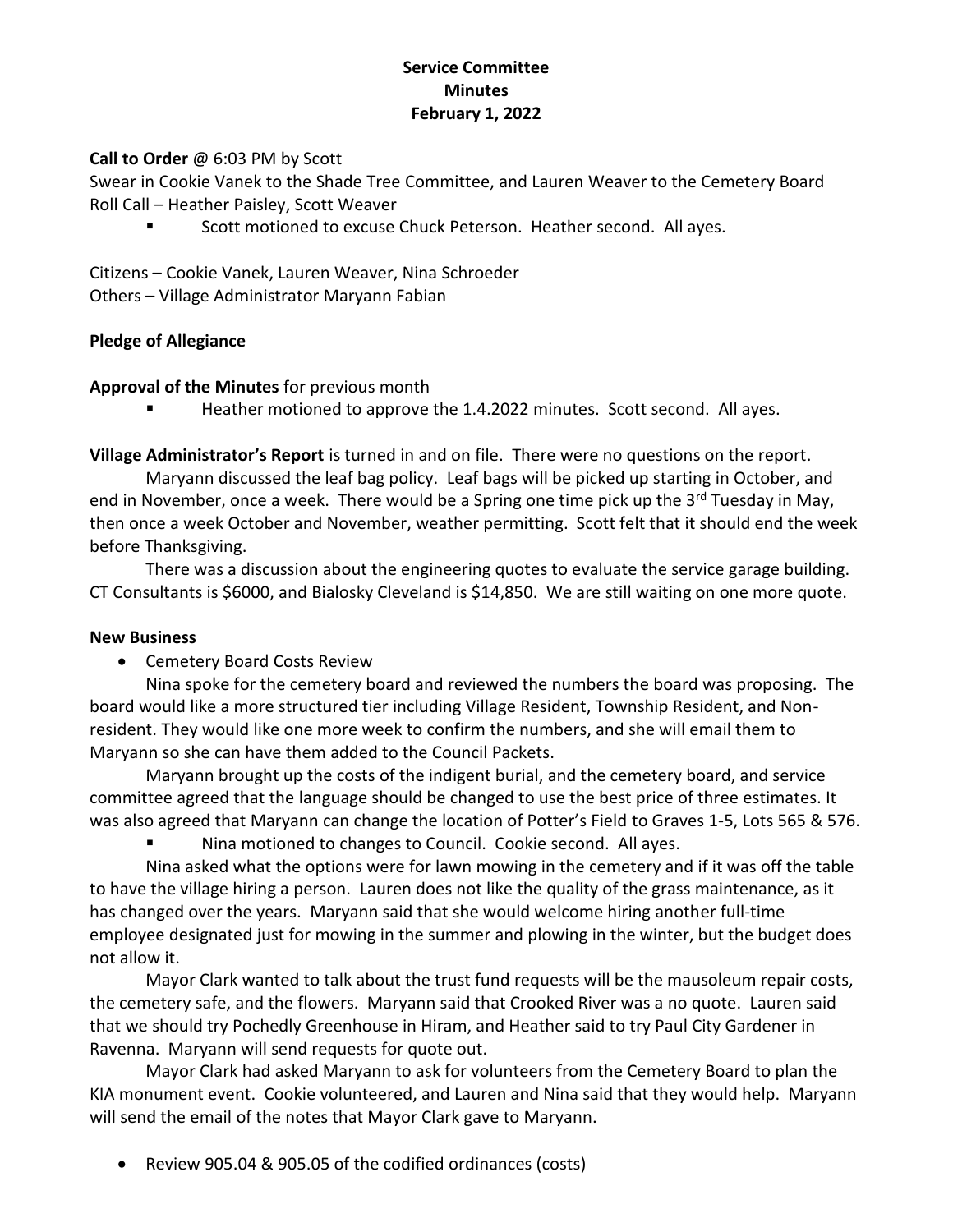**Service Committee**
**Minutes**
**February 1, 2022**

**Call to Order** @ 6:03 PM by Scott

Swear in Cookie Vanek to the Shade Tree Committee, and Lauren Weaver to the Cemetery Board

Roll Call – Heather Paisley, Scott Weaver

- Scott motioned to excuse Chuck Peterson. Heather second. All ayes.

Citizens – Cookie Vanek, Lauren Weaver, Nina Schroeder

Others – Village Administrator Maryann Fabian

**Pledge of Allegiance**

**Approval of the Minutes** for previous month

- Heather motioned to approve the 1.4.2022 minutes. Scott second. All ayes.

**Village Administrator's Report** is turned in and on file. There were no questions on the report.

Maryann discussed the leaf bag policy. Leaf bags will be picked up starting in October, and end in November, once a week. There would be a Spring one time pick up the 3rd Tuesday in May, then once a week October and November, weather permitting. Scott felt that it should end the week before Thanksgiving.

There was a discussion about the engineering quotes to evaluate the service garage building. CT Consultants is $6000, and Bialosky Cleveland is $14,850. We are still waiting on one more quote.

**New Business**

- Cemetery Board Costs Review

Nina spoke for the cemetery board and reviewed the numbers the board was proposing. The board would like a more structured tier including Village Resident, Township Resident, and Non-resident. They would like one more week to confirm the numbers, and she will email them to Maryann so she can have them added to the Council Packets.

Maryann brought up the costs of the indigent burial, and the cemetery board, and service committee agreed that the language should be changed to use the best price of three estimates. It was also agreed that Maryann can change the location of Potter's Field to Graves 1-5, Lots 565 & 576.

- Nina motioned to changes to Council. Cookie second. All ayes.

Nina asked what the options were for lawn mowing in the cemetery and if it was off the table to have the village hiring a person. Lauren does not like the quality of the grass maintenance, as it has changed over the years. Maryann said that she would welcome hiring another full-time employee designated just for mowing in the summer and plowing in the winter, but the budget does not allow it.

Mayor Clark wanted to talk about the trust fund requests will be the mausoleum repair costs, the cemetery safe, and the flowers. Maryann said that Crooked River was a no quote. Lauren said that we should try Pochedly Greenhouse in Hiram, and Heather said to try Paul City Gardener in Ravenna. Maryann will send requests for quote out.

Mayor Clark had asked Maryann to ask for volunteers from the Cemetery Board to plan the KIA monument event. Cookie volunteered, and Lauren and Nina said that they would help. Maryann will send the email of the notes that Mayor Clark gave to Maryann.

- Review 905.04 & 905.05 of the codified ordinances (costs)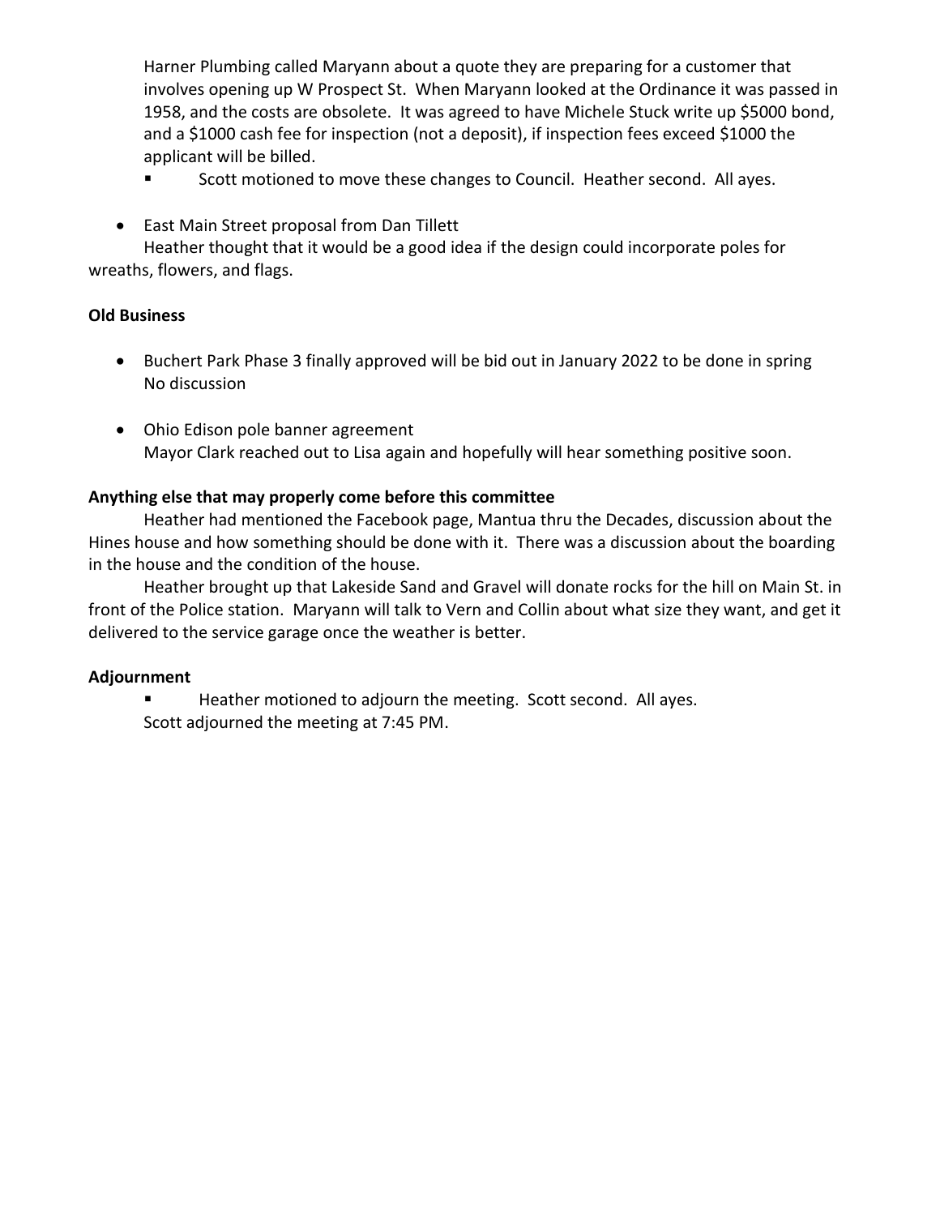Harner Plumbing called Maryann about a quote they are preparing for a customer that involves opening up W Prospect St. When Maryann looked at the Ordinance it was passed in 1958, and the costs are obsolete. It was agreed to have Michele Stuck write up $5000 bond, and a $1000 cash fee for inspection (not a deposit), if inspection fees exceed $1000 the applicant will be billed.

- Scott motioned to move these changes to Council. Heather second. All ayes.

- East Main Street proposal from Dan Tillett

Heather thought that it would be a good idea if the design could incorporate poles for wreaths, flowers, and flags.

**Old Business**

- Buchert Park Phase 3 finally approved will be bid out in January 2022 to be done in spring
  No discussion

- Ohio Edison pole banner agreement
  Mayor Clark reached out to Lisa again and hopefully will hear something positive soon.

**Anything else that may properly come before this committee**

Heather had mentioned the Facebook page, Mantua thru the Decades, discussion about the Hines house and how something should be done with it. There was a discussion about the boarding in the house and the condition of the house.

Heather brought up that Lakeside Sand and Gravel will donate rocks for the hill on Main St. in front of the Police station. Maryann will talk to Vern and Collin about what size they want, and get it delivered to the service garage once the weather is better.

**Adjournment**

- Heather motioned to adjourn the meeting. Scott second. All ayes.

Scott adjourned the meeting at 7:45 PM.